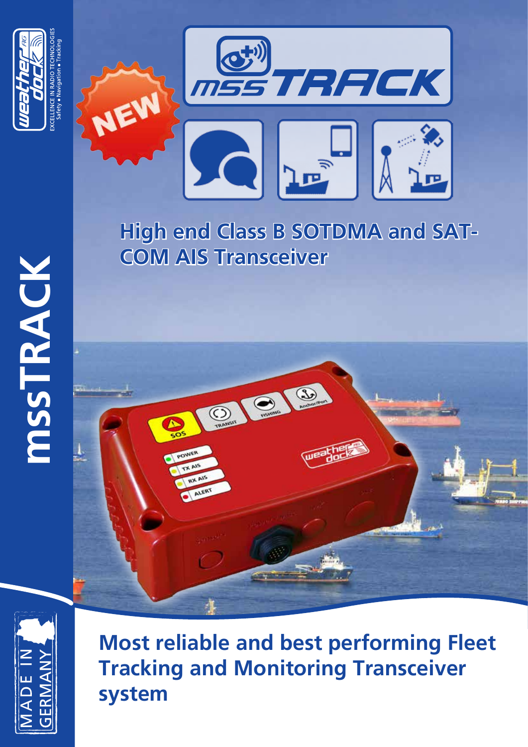weather dock AG

EXCELLENCE IN RADIO TECHNOLOGIES
Safety • Navigation • Tracking

# msSTRACK

NEW

mssTRACK

## High end Class B SOTDMA and SAT-COM AIS Transceiver

## Most reliable and best performing Fleet Tracking and Monitoring Transceiver system

MADE IN GERMANY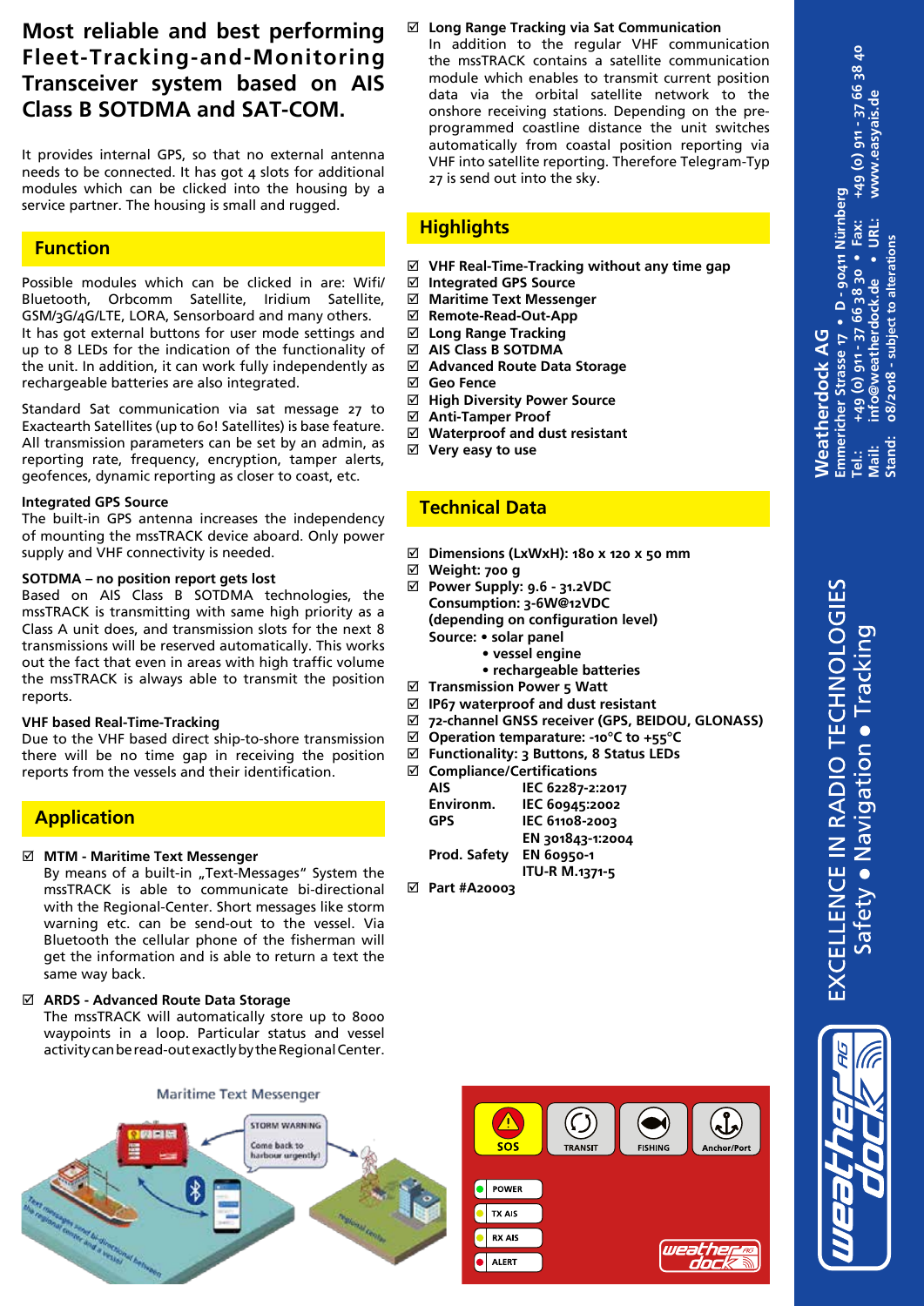# Most reliable and best performing Fleet-Tracking-and-Monitoring Transceiver system based on AIS Class B SOTDMA and SAT-COM.

It provides internal GPS, so that no external antenna needs to be connected. It has got 4 slots for additional modules which can be clicked into the housing by a service partner. The housing is small and rugged.

## Function

Possible modules which can be clicked in are: Wifi/ Bluetooth, Orbcomm Satellite, Iridium Satellite, GSM/3G/4G/LTE, LORA, Sensorboard and many others.
It has got external buttons for user mode settings and up to 8 LEDs for the indication of the functionality of the unit. In addition, it can work fully independently as rechargeable batteries are also integrated.

Standard Sat communication via sat message 27 to Exactearth Satellites (up to 60! Satellites) is base feature. All transmission parameters can be set by an admin, as reporting rate, frequency, encryption, tamper alerts, geofences, dynamic reporting as closer to coast, etc.

**Integrated GPS Source**
The built-in GPS antenna increases the independency of mounting the mssTRACK device aboard. Only power supply and VHF connectivity is needed.

**SOTDMA – no position report gets lost**
Based on AIS Class B SOTDMA technologies, the mssTRACK is transmitting with same high priority as a Class A unit does, and transmission slots for the next 8 transmissions will be reserved automatically. This works out the fact that even in areas with high traffic volume the mssTRACK is always able to transmit the position reports.

**VHF based Real-Time-Tracking**
Due to the VHF based direct ship-to-shore transmission there will be no time gap in receiving the position reports from the vessels and their identification.

## Application

☑ **MTM - Maritime Text Messenger**
By means of a built-in „Text-Messages" System the mssTRACK is able to communicate bi-directional with the Regional-Center. Short messages like storm warning etc. can be send-out to the vessel. Via Bluetooth the cellular phone of the fisherman will get the information and is able to return a text the same way back.

☑ **ARDS - Advanced Route Data Storage**
The mssTRACK will automatically store up to 8000 waypoints in a loop. Particular status and vessel activity can be read-out exactly by the Regional Center.

☑ **Long Range Tracking via Sat Communication**
In addition to the regular VHF communication the mssTRACK contains a satellite communication module which enables to transmit current position data via the orbital satellite network to the onshore receiving stations. Depending on the pre-programmed coastline distance the unit switches automatically from coastal position reporting via VHF into satellite reporting. Therefore Telegram-Typ 27 is send out into the sky.

## Highlights

☑ VHF Real-Time-Tracking without any time gap
☑ Integrated GPS Source
☑ Maritime Text Messenger
☑ Remote-Read-Out-App
☑ Long Range Tracking
☑ AIS Class B SOTDMA
☑ Advanced Route Data Storage
☑ Geo Fence
☑ High Diversity Power Source
☑ Anti-Tamper Proof
☑ Waterproof and dust resistant
☑ Very easy to use

## Technical Data

☑ **Dimensions (LxWxH): 180 x 120 x 50 mm**
☑ **Weight: 700 g**
☑ **Power Supply: 9.6 - 31.2VDC**
**Consumption: 3-6W@12VDC**
**(depending on configuration level)**
**Source: • solar panel**
**• vessel engine**
**• rechargeable batteries**
☑ **Transmission Power 5 Watt**
☑ **IP67 waterproof and dust resistant**
☑ **72-channel GNSS receiver (GPS, BEIDOU, GLONASS)**
☑ **Operation temparature: -10°C to +55°C**
☑ **Functionality: 3 Buttons, 8 Status LEDs**
☑ **Compliance/Certifications**

| | |
|---|---|
| AIS | IEC 62287-2:2017 |
| Environm. | IEC 60945:2002 |
| GPS | IEC 61108-2003 |
| | EN 301843-1:2004 |
| Prod. Safety | EN 60950-1 |
| | ITU-R M.1371-5 |

☑ **Part #A20003**

Maritime Text Messenger

SOS TRANSIT FISHING Anchor/Port
POWER
TX AIS
RX AIS
ALERT

**Weatherdock AG**
Emmericher Strasse 17 • D - 90411 Nürnberg
Tel.: +49 (0) 911 - 37 66 38 30 • Fax: +49 (0) 911 - 37 66 38 40
Mail: info@weatherdock.de • URL: www.easyais.de
Stand: 08/2018 - subject to alterations

EXCELLENCE IN RADIO TECHNOLOGIES
Safety • Navigation • Tracking